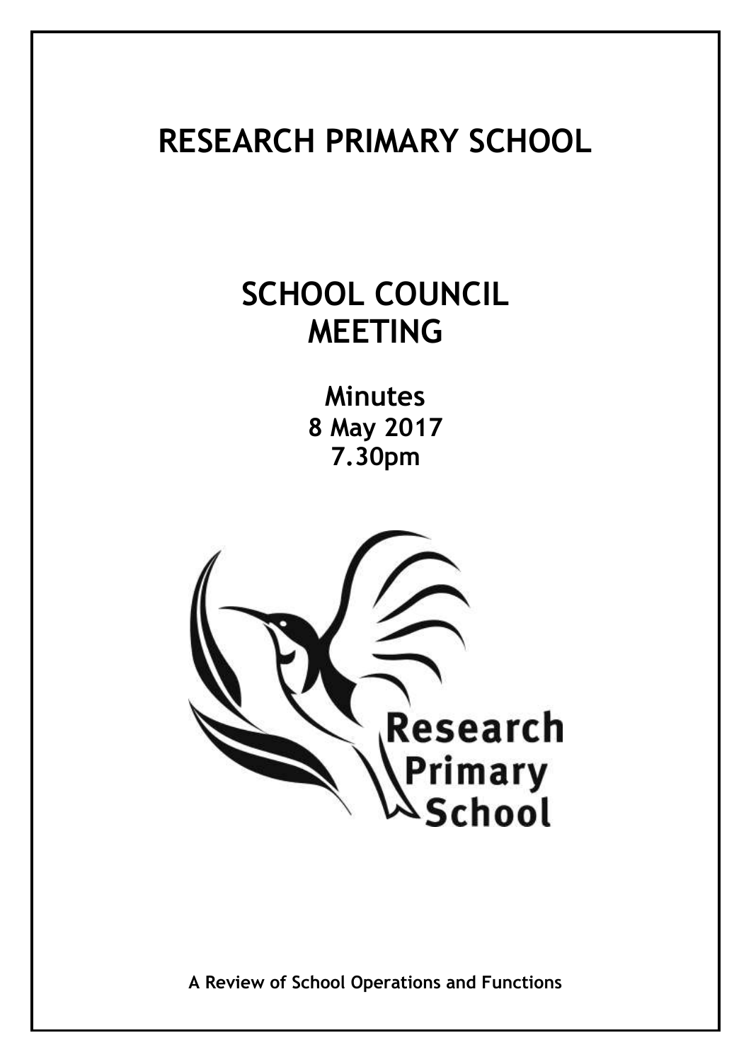# RESEARCH PRIMARY SCHOOL

## SCHOOL COUNCIL MEETING

**Minutes**
**8 May 2017**
**7.30pm**

**A Review of School Operations and Functions**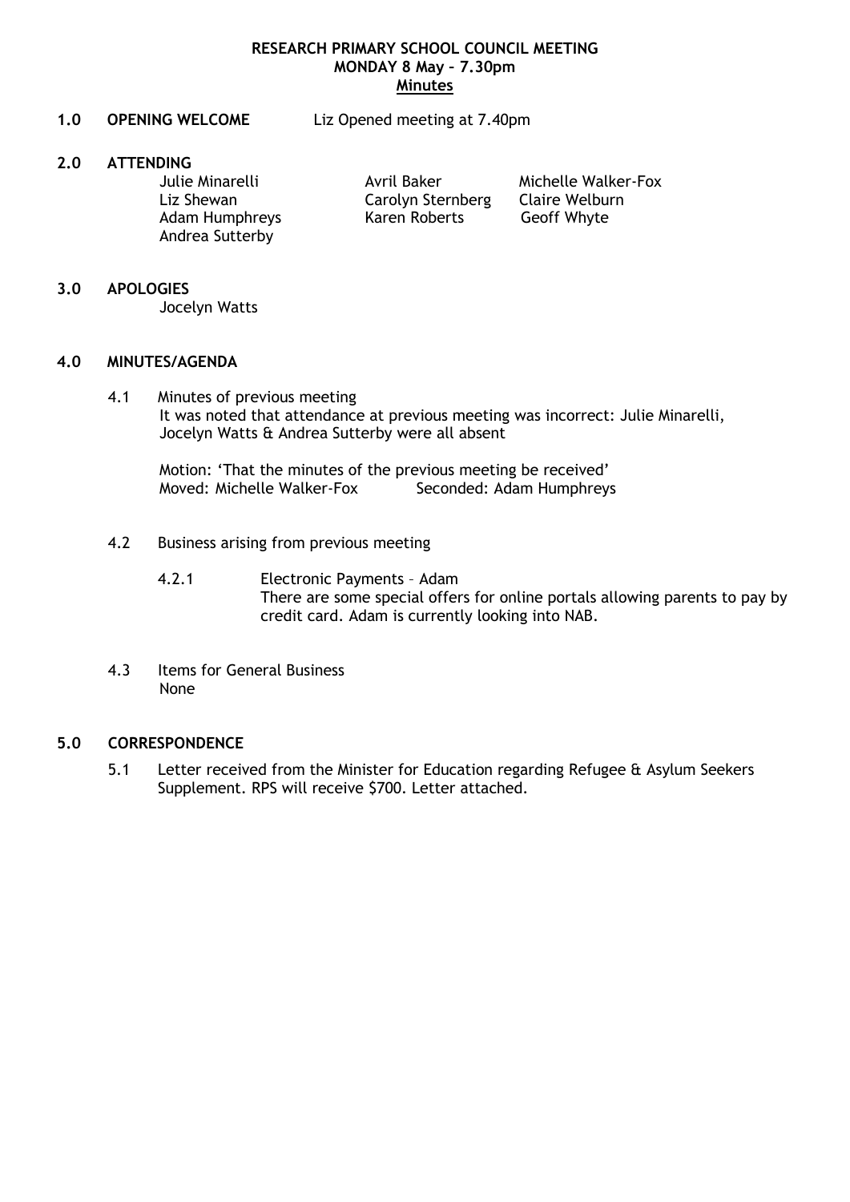**RESEARCH PRIMARY SCHOOL COUNCIL MEETING**
**MONDAY 8 May – 7.30pm**
**Minutes**

**1.0 OPENING WELCOME** Liz Opened meeting at 7.40pm

**2.0 ATTENDING**

| | | |
|---|---|---|
| Julie Minarelli | Avril Baker | Michelle Walker-Fox |
| Liz Shewan | Carolyn Sternberg | Claire Welburn |
| Adam Humphreys | Karen Roberts | Geoff Whyte |
| Andrea Sutterby | | |

**3.0 APOLOGIES**

Jocelyn Watts

**4.0 MINUTES/AGENDA**

4.1 Minutes of previous meeting
It was noted that attendance at previous meeting was incorrect: Julie Minarelli, Jocelyn Watts & Andrea Sutterby were all absent

Motion: 'That the minutes of the previous meeting be received'
Moved: Michelle Walker-Fox Seconded: Adam Humphreys

4.2 Business arising from previous meeting

4.2.1 Electronic Payments – Adam
There are some special offers for online portals allowing parents to pay by credit card. Adam is currently looking into NAB.

4.3 Items for General Business
None

**5.0 CORRESPONDENCE**

5.1 Letter received from the Minister for Education regarding Refugee & Asylum Seekers Supplement. RPS will receive $700. Letter attached.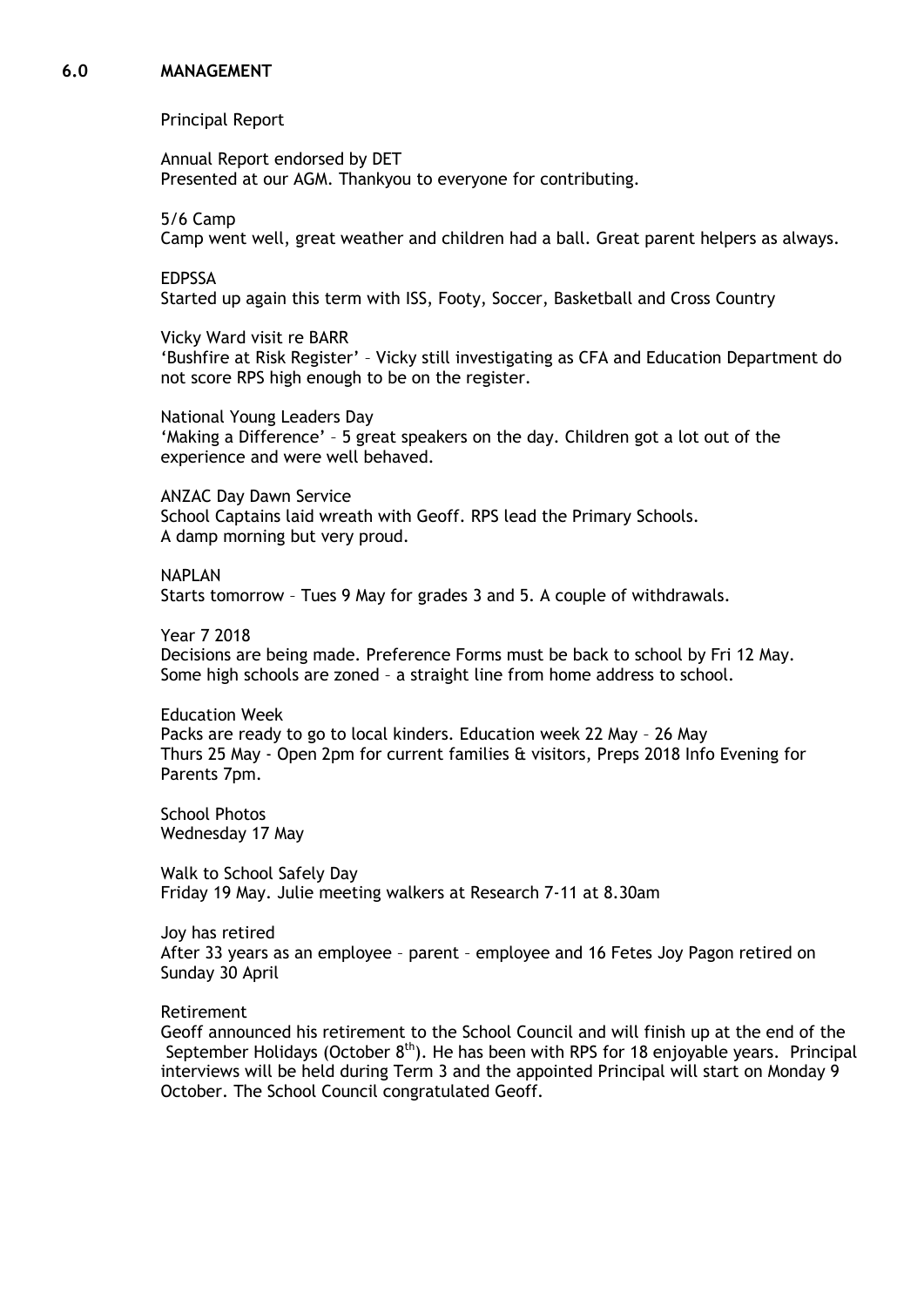## 6.0 MANAGEMENT

Principal Report

Annual Report endorsed by DET
Presented at our AGM. Thankyou to everyone for contributing.

5/6 Camp
Camp went well, great weather and children had a ball. Great parent helpers as always.

EDPSSA
Started up again this term with ISS, Footy, Soccer, Basketball and Cross Country

Vicky Ward visit re BARR
'Bushfire at Risk Register' – Vicky still investigating as CFA and Education Department do not score RPS high enough to be on the register.

National Young Leaders Day
'Making a Difference' – 5 great speakers on the day. Children got a lot out of the experience and were well behaved.

ANZAC Day Dawn Service
School Captains laid wreath with Geoff. RPS lead the Primary Schools.
A damp morning but very proud.

NAPLAN
Starts tomorrow – Tues 9 May for grades 3 and 5. A couple of withdrawals.

Year 7 2018
Decisions are being made. Preference Forms must be back to school by Fri 12 May.
Some high schools are zoned – a straight line from home address to school.

Education Week
Packs are ready to go to local kinders. Education week 22 May – 26 May
Thurs 25 May - Open 2pm for current families & visitors, Preps 2018 Info Evening for Parents 7pm.

School Photos
Wednesday 17 May

Walk to School Safely Day
Friday 19 May. Julie meeting walkers at Research 7-11 at 8.30am

Joy has retired
After 33 years as an employee – parent – employee and 16 Fetes Joy Pagon retired on Sunday 30 April

Retirement
Geoff announced his retirement to the School Council and will finish up at the end of the September Holidays (October 8th). He has been with RPS for 18 enjoyable years. Principal interviews will be held during Term 3 and the appointed Principal will start on Monday 9 October. The School Council congratulated Geoff.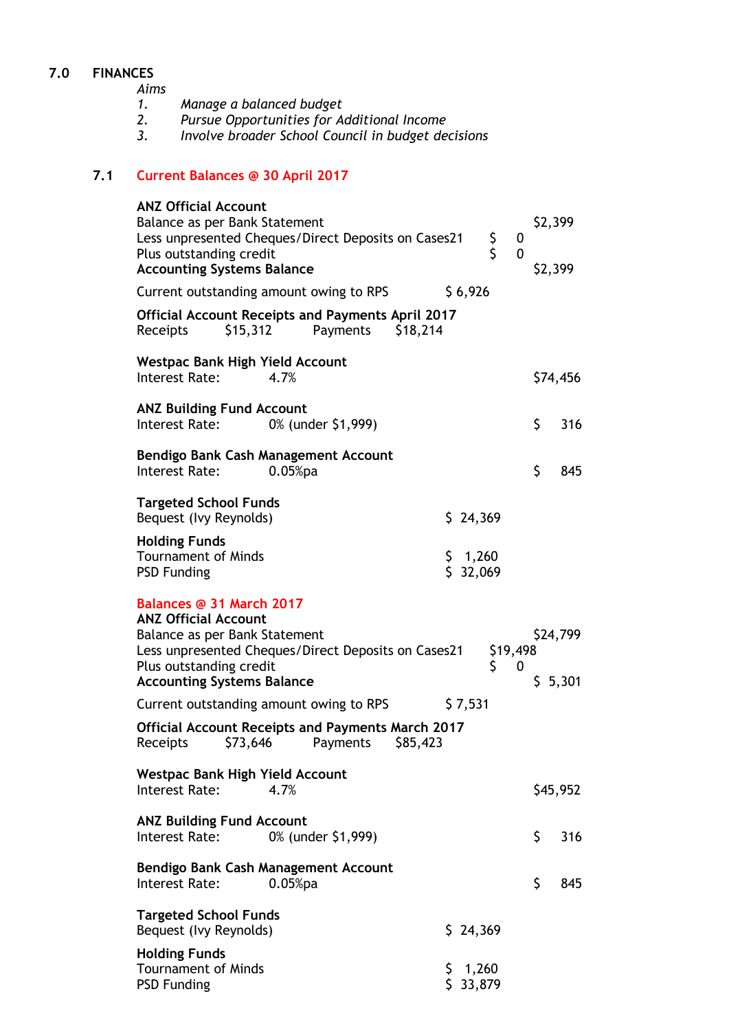## 7.0 FINANCES

*Aims*

1. *Manage a balanced budget*
2. *Pursue Opportunities for Additional Income*
3. *Involve broader School Council in budget decisions*

### 7.1 Current Balances @ 30 April 2017

**ANZ Official Account**

| | | | |
|---|---|---|---|
| Balance as per Bank Statement | | | $2,399 |
| Less unpresented Cheques/Direct Deposits on Cases21 | | $ 0 | |
| Plus outstanding credit | | $ 0 | |
| **Accounting Systems Balance** | | | $2,399 |
| Current outstanding amount owing to RPS | $ 6,926 | | |

**Official Account Receipts and Payments April 2017**

Receipts $15,312 Payments $18,214

**Westpac Bank High Yield Account**

Interest Rate: 4.7% $74,456

**ANZ Building Fund Account**

Interest Rate: 0% (under $1,999) $ 316

**Bendigo Bank Cash Management Account**

Interest Rate: 0.05%pa $ 845

**Targeted School Funds**

Bequest (Ivy Reynolds) $ 24,369

**Holding Funds**

Tournament of Minds $ 1,260

PSD Funding $ 32,069

**Balances @ 31 March 2017**

**ANZ Official Account**

| | | | |
|---|---|---|---|
| Balance as per Bank Statement | | | $24,799 |
| Less unpresented Cheques/Direct Deposits on Cases21 | | $19,498 | |
| Plus outstanding credit | | $ 0 | |
| **Accounting Systems Balance** | | | $ 5,301 |
| Current outstanding amount owing to RPS | $ 7,531 | | |

**Official Account Receipts and Payments March 2017**

Receipts $73,646 Payments $85,423

**Westpac Bank High Yield Account**

Interest Rate: 4.7% $45,952

**ANZ Building Fund Account**

Interest Rate: 0% (under $1,999) $ 316

**Bendigo Bank Cash Management Account**

Interest Rate: 0.05%pa $ 845

**Targeted School Funds**

Bequest (Ivy Reynolds) $ 24,369

**Holding Funds**

Tournament of Minds $ 1,260

PSD Funding $ 33,879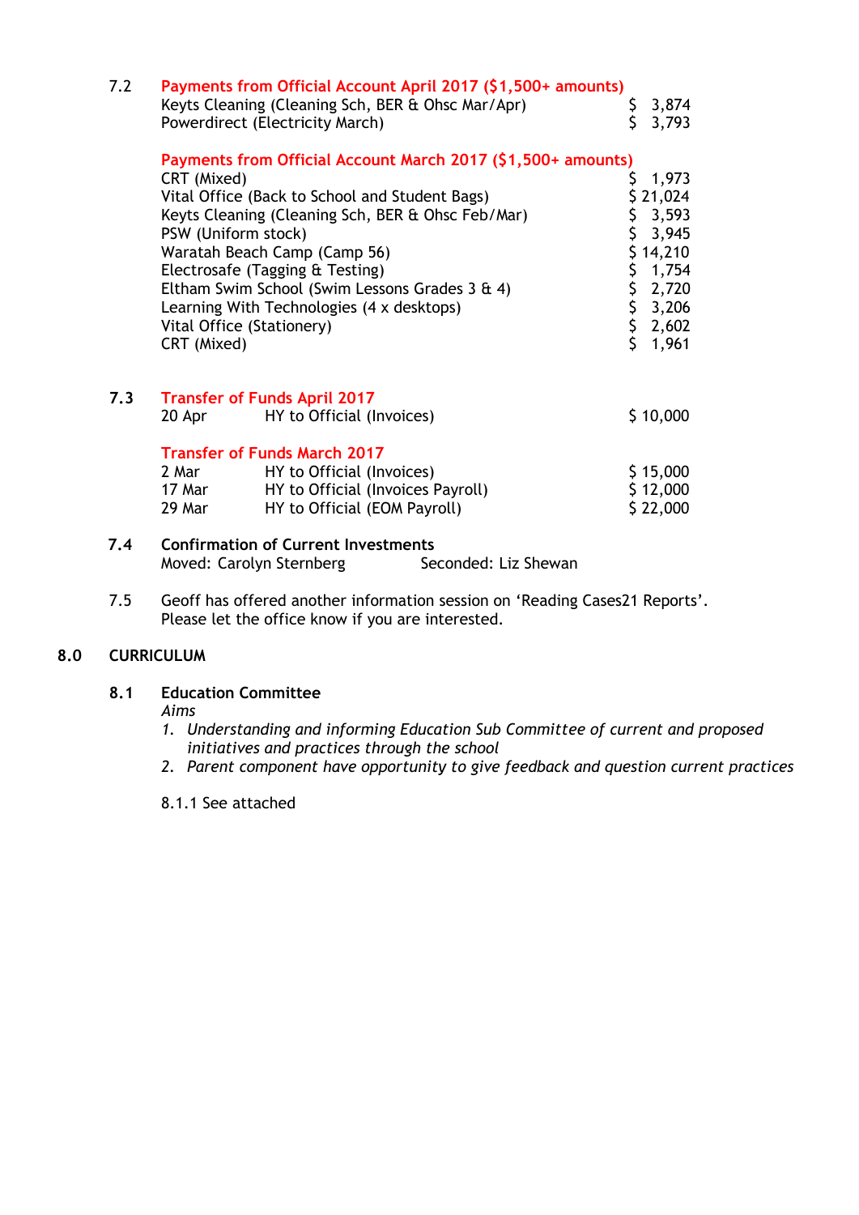7.2 **Payments from Official Account April 2017 ($1,500+ amounts)**

| | |
|---|---|
| Keyts Cleaning (Cleaning Sch, BER & Ohsc Mar/Apr) | $ 3,874 |
| Powerdirect (Electricity March) | $ 3,793 |

**Payments from Official Account March 2017 ($1,500+ amounts)**

| | |
|---|---|
| CRT (Mixed) | $ 1,973 |
| Vital Office (Back to School and Student Bags) | $ 21,024 |
| Keyts Cleaning (Cleaning Sch, BER & Ohsc Feb/Mar) | $ 3,593 |
| PSW (Uniform stock) | $ 3,945 |
| Waratah Beach Camp (Camp 56) | $ 14,210 |
| Electrosafe (Tagging & Testing) | $ 1,754 |
| Eltham Swim School (Swim Lessons Grades 3 & 4) | $ 2,720 |
| Learning With Technologies (4 x desktops) | $ 3,206 |
| Vital Office (Stationery) | $ 2,602 |
| CRT (Mixed) | $ 1,961 |

**7.3** **Transfer of Funds April 2017**

| | | |
|---|---|---|
| 20 Apr | HY to Official (Invoices) | $ 10,000 |

**Transfer of Funds March 2017**

| | | |
|---|---|---|
| 2 Mar | HY to Official (Invoices) | $ 15,000 |
| 17 Mar | HY to Official (Invoices Payroll) | $ 12,000 |
| 29 Mar | HY to Official (EOM Payroll) | $ 22,000 |

**7.4** **Confirmation of Current Investments**

Moved: Carolyn Sternberg Seconded: Liz Shewan

7.5 Geoff has offered another information session on 'Reading Cases21 Reports'. Please let the office know if you are interested.

## 8.0 CURRICULUM

### 8.1 Education Committee

*Aims*

1. *Understanding and informing Education Sub Committee of current and proposed initiatives and practices through the school*
2. *Parent component have opportunity to give feedback and question current practices*

8.1.1 See attached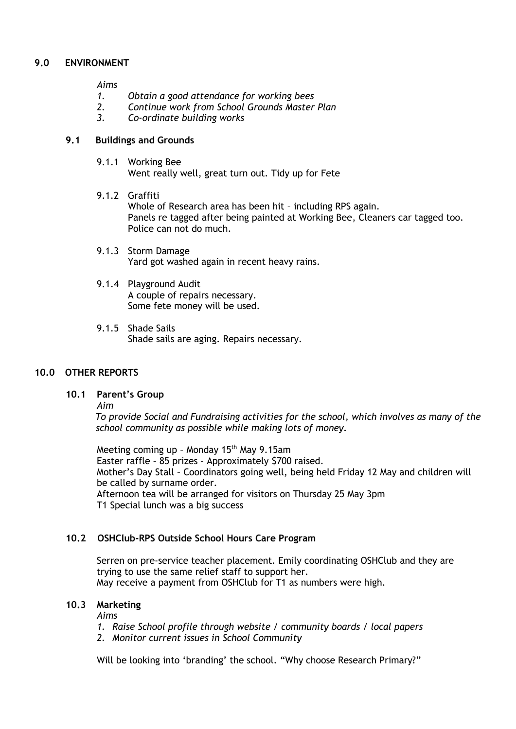## 9.0 ENVIRONMENT

*Aims*

1. *Obtain a good attendance for working bees*
2. *Continue work from School Grounds Master Plan*
3. *Co-ordinate building works*

### 9.1 Buildings and Grounds

9.1.1 Working Bee
Went really well, great turn out. Tidy up for Fete

9.1.2 Graffiti
Whole of Research area has been hit – including RPS again.
Panels re tagged after being painted at Working Bee, Cleaners car tagged too.
Police can not do much.

9.1.3 Storm Damage
Yard got washed again in recent heavy rains.

9.1.4 Playground Audit
A couple of repairs necessary.
Some fete money will be used.

9.1.5 Shade Sails
Shade sails are aging. Repairs necessary.

## 10.0 OTHER REPORTS

### 10.1 Parent's Group

*Aim*

*To provide Social and Fundraising activities for the school, which involves as many of the school community as possible while making lots of money.*

Meeting coming up – Monday 15th May 9.15am
Easter raffle – 85 prizes – Approximately $700 raised.
Mother's Day Stall – Coordinators going well, being held Friday 12 May and children will be called by surname order.
Afternoon tea will be arranged for visitors on Thursday 25 May 3pm
T1 Special lunch was a big success

### 10.2 OSHClub-RPS Outside School Hours Care Program

Serren on pre-service teacher placement. Emily coordinating OSHClub and they are trying to use the same relief staff to support her.
May receive a payment from OSHClub for T1 as numbers were high.

### 10.3 Marketing

*Aims*

1. *Raise School profile through website / community boards / local papers*
2. *Monitor current issues in School Community*

Will be looking into 'branding' the school. "Why choose Research Primary?"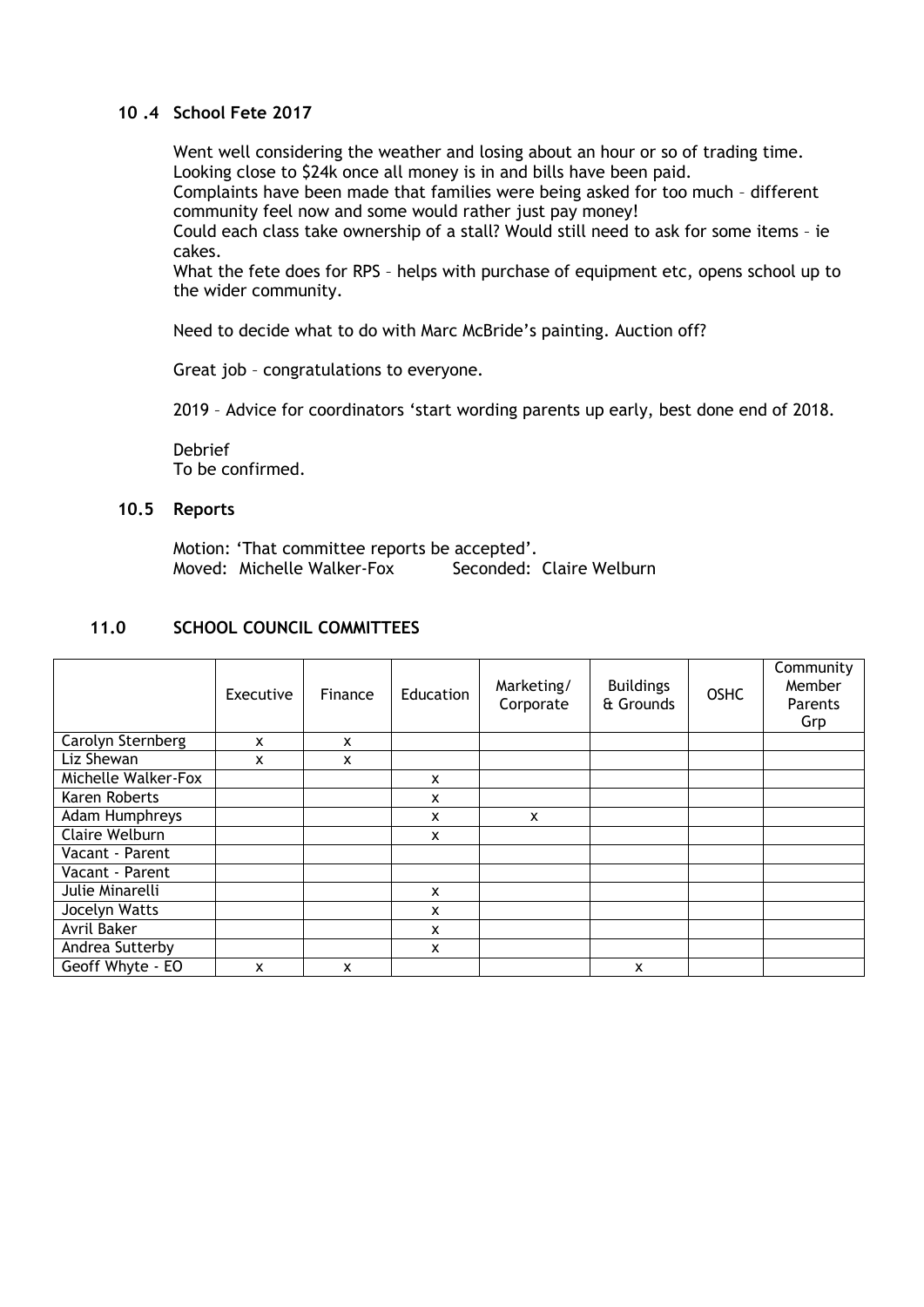### 10 .4 School Fete 2017

Went well considering the weather and losing about an hour or so of trading time.
Looking close to $24k once all money is in and bills have been paid.
Complaints have been made that families were being asked for too much – different community feel now and some would rather just pay money!
Could each class take ownership of a stall? Would still need to ask for some items – ie cakes.
What the fete does for RPS – helps with purchase of equipment etc, opens school up to the wider community.

Need to decide what to do with Marc McBride's painting. Auction off?

Great job – congratulations to everyone.

2019 – Advice for coordinators 'start wording parents up early, best done end of 2018.

Debrief
To be confirmed.

### 10.5 Reports

Motion: 'That committee reports be accepted'.
Moved: Michelle Walker-Fox    Seconded: Claire Welburn

## 11.0 SCHOOL COUNCIL COMMITTEES

| | Executive | Finance | Education | Marketing/ Corporate | Buildings & Grounds | OSHC | Community Member Parents Grp |
|---|---|---|---|---|---|---|---|
| Carolyn Sternberg | x | x | | | | | |
| Liz Shewan | x | x | | | | | |
| Michelle Walker-Fox | | | x | | | | |
| Karen Roberts | | | x | | | | |
| Adam Humphreys | | | x | x | | | |
| Claire Welburn | | | x | | | | |
| Vacant - Parent | | | | | | | |
| Vacant - Parent | | | | | | | |
| Julie Minarelli | | | x | | | | |
| Jocelyn Watts | | | x | | | | |
| Avril Baker | | | x | | | | |
| Andrea Sutterby | | | x | | | | |
| Geoff Whyte - EO | x | x | | | x | | |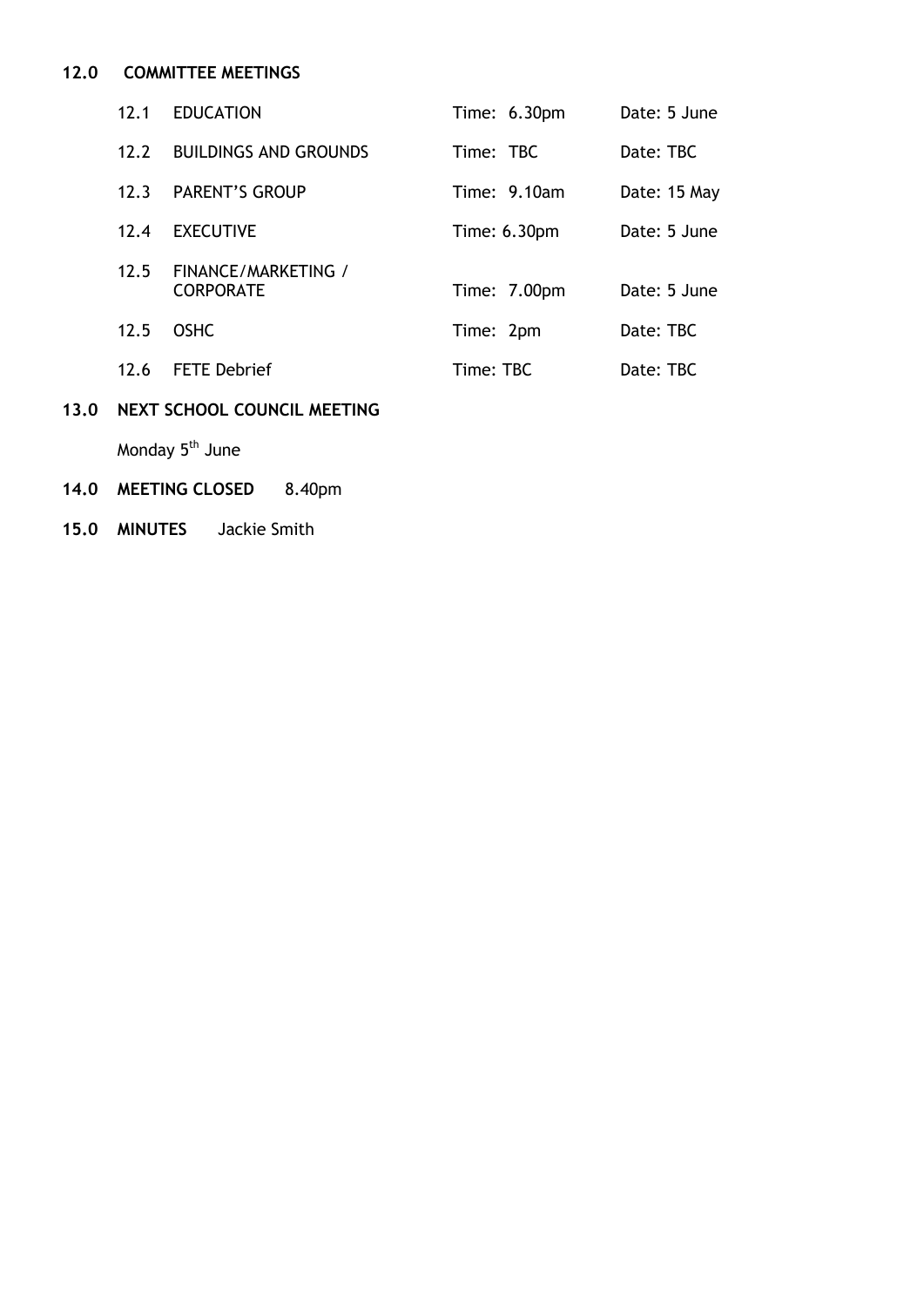**12.0 COMMITTEE MEETINGS**

| | | | |
|---|---|---|---|
| 12.1 | EDUCATION | Time: 6.30pm | Date: 5 June |
| 12.2 | BUILDINGS AND GROUNDS | Time: TBC | Date: TBC |
| 12.3 | PARENT'S GROUP | Time: 9.10am | Date: 15 May |
| 12.4 | EXECUTIVE | Time: 6.30pm | Date: 5 June |
| 12.5 | FINANCE/MARKETING / CORPORATE | Time: 7.00pm | Date: 5 June |
| 12.5 | OSHC | Time: 2pm | Date: TBC |
| 12.6 | FETE Debrief | Time: TBC | Date: TBC |

**13.0 NEXT SCHOOL COUNCIL MEETING**

Monday 5th June

**14.0 MEETING CLOSED** 8.40pm

**15.0 MINUTES** Jackie Smith